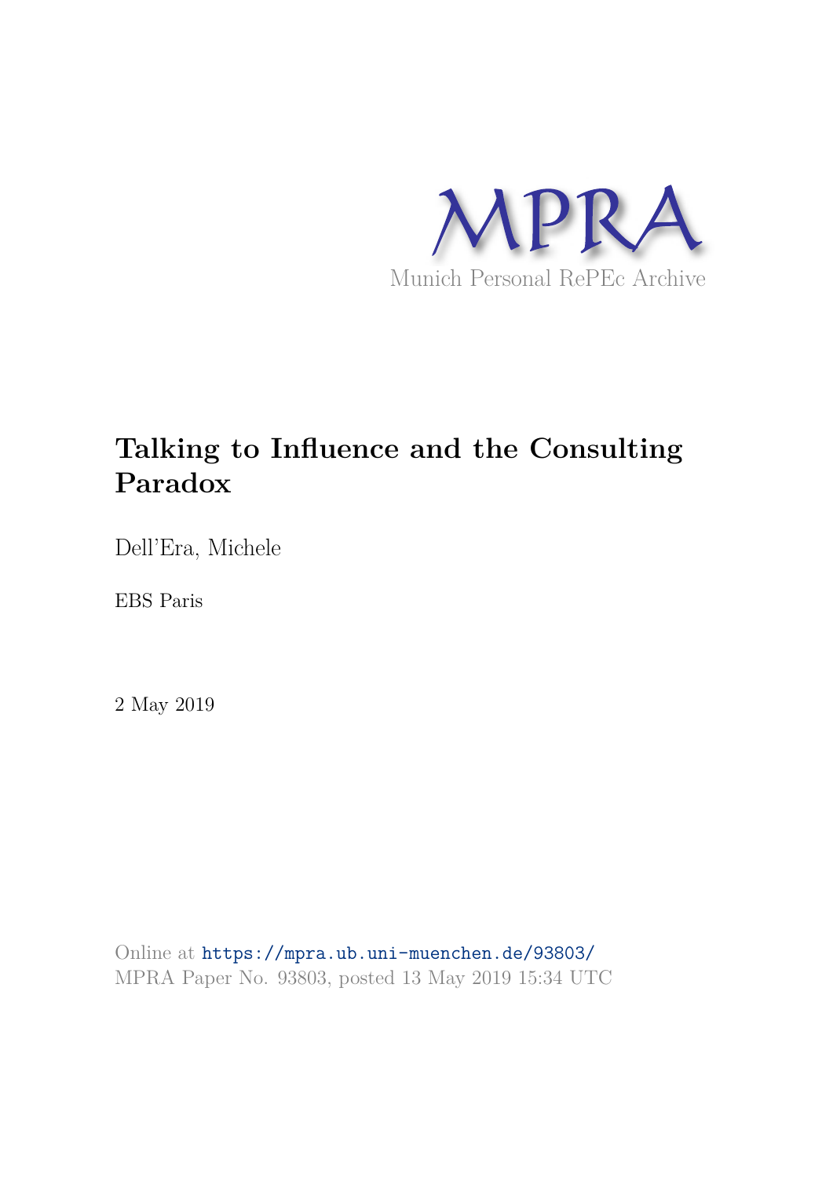MPRA

Munich Personal RePEc Archive

# Talking to Influence and the Consulting Paradox

Dell'Era, Michele

EBS Paris

2 May 2019

Online at https://mpra.ub.uni-muenchen.de/93803/
MPRA Paper No. 93803, posted 13 May 2019 15:34 UTC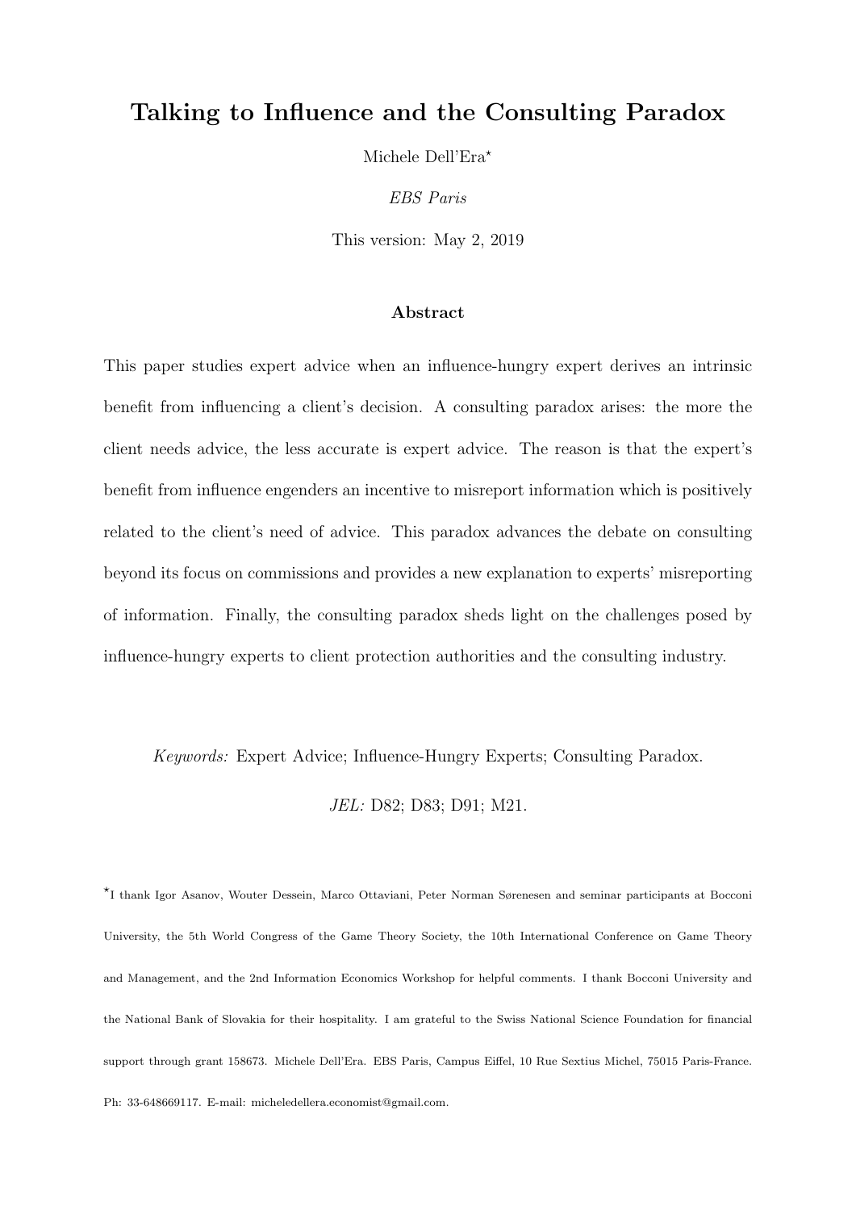# Talking to Influence and the Consulting Paradox

Michele Dell'Era*

*EBS Paris*

This version: May 2, 2019

### Abstract

This paper studies expert advice when an influence-hungry expert derives an intrinsic benefit from influencing a client's decision. A consulting paradox arises: the more the client needs advice, the less accurate is expert advice. The reason is that the expert's benefit from influence engenders an incentive to misreport information which is positively related to the client's need of advice. This paradox advances the debate on consulting beyond its focus on commissions and provides a new explanation to experts' misreporting of information. Finally, the consulting paradox sheds light on the challenges posed by influence-hungry experts to client protection authorities and the consulting industry.

*Keywords:* Expert Advice; Influence-Hungry Experts; Consulting Paradox.

*JEL:* D82; D83; D91; M21.

*I thank Igor Asanov, Wouter Dessein, Marco Ottaviani, Peter Norman Sørenesen and seminar participants at Bocconi University, the 5th World Congress of the Game Theory Society, the 10th International Conference on Game Theory and Management, and the 2nd Information Economics Workshop for helpful comments. I thank Bocconi University and the National Bank of Slovakia for their hospitality. I am grateful to the Swiss National Science Foundation for financial support through grant 158673. Michele Dell'Era. EBS Paris, Campus Eiffel, 10 Rue Sextius Michel, 75015 Paris-France. Ph: 33-648669117. E-mail: micheledellera.economist@gmail.com.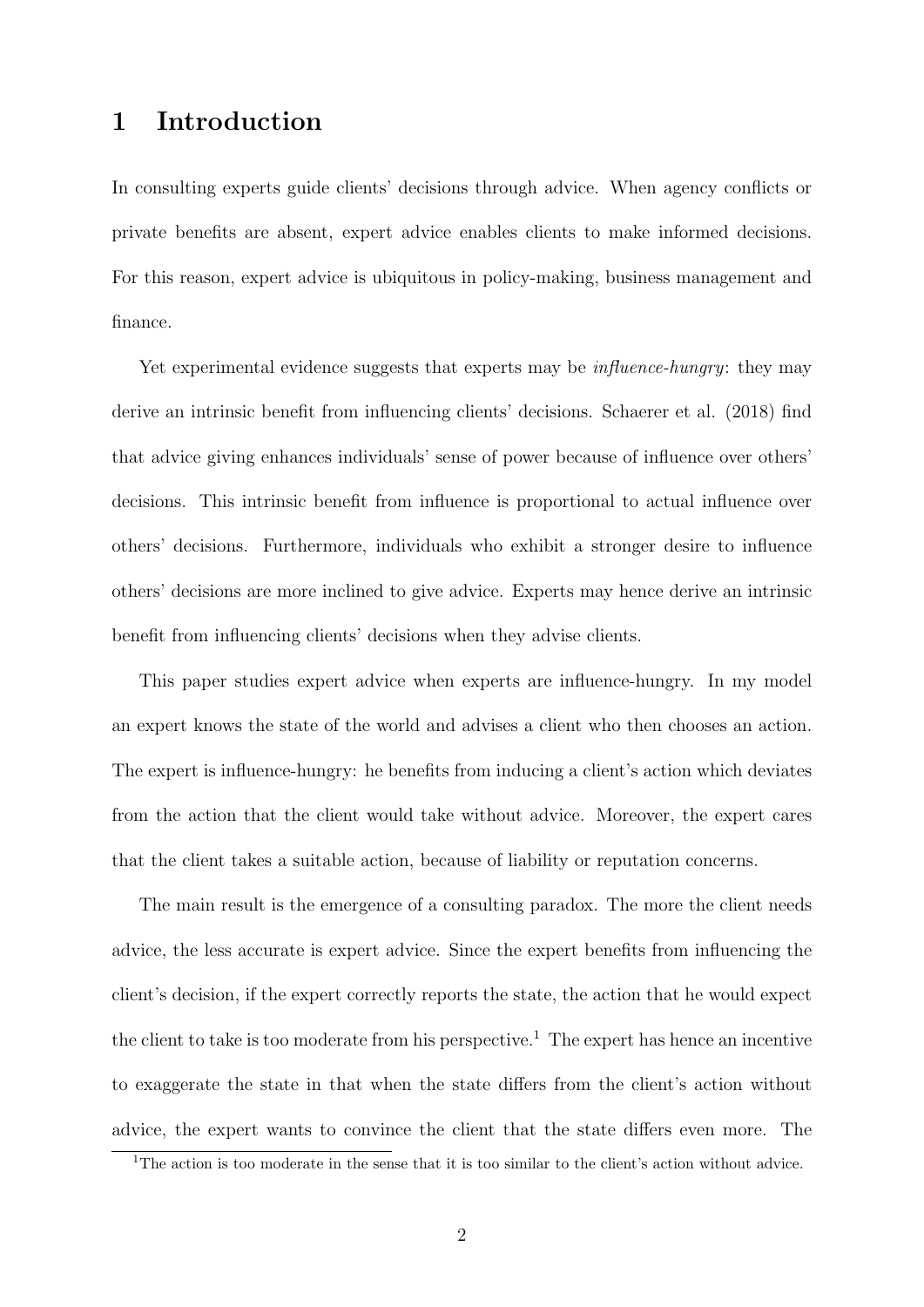# 1 Introduction

In consulting experts guide clients' decisions through advice. When agency conflicts or private benefits are absent, expert advice enables clients to make informed decisions. For this reason, expert advice is ubiquitous in policy-making, business management and finance.

Yet experimental evidence suggests that experts may be *influence-hungry*: they may derive an intrinsic benefit from influencing clients' decisions. Schaerer et al. (2018) find that advice giving enhances individuals' sense of power because of influence over others' decisions. This intrinsic benefit from influence is proportional to actual influence over others' decisions. Furthermore, individuals who exhibit a stronger desire to influence others' decisions are more inclined to give advice. Experts may hence derive an intrinsic benefit from influencing clients' decisions when they advise clients.

This paper studies expert advice when experts are influence-hungry. In my model an expert knows the state of the world and advises a client who then chooses an action. The expert is influence-hungry: he benefits from inducing a client's action which deviates from the action that the client would take without advice. Moreover, the expert cares that the client takes a suitable action, because of liability or reputation concerns.

The main result is the emergence of a consulting paradox. The more the client needs advice, the less accurate is expert advice. Since the expert benefits from influencing the client's decision, if the expert correctly reports the state, the action that he would expect the client to take is too moderate from his perspective.[1] The expert has hence an incentive to exaggerate the state in that when the state differs from the client's action without advice, the expert wants to convince the client that the state differs even more. The

[1] The action is too moderate in the sense that it is too similar to the client's action without advice.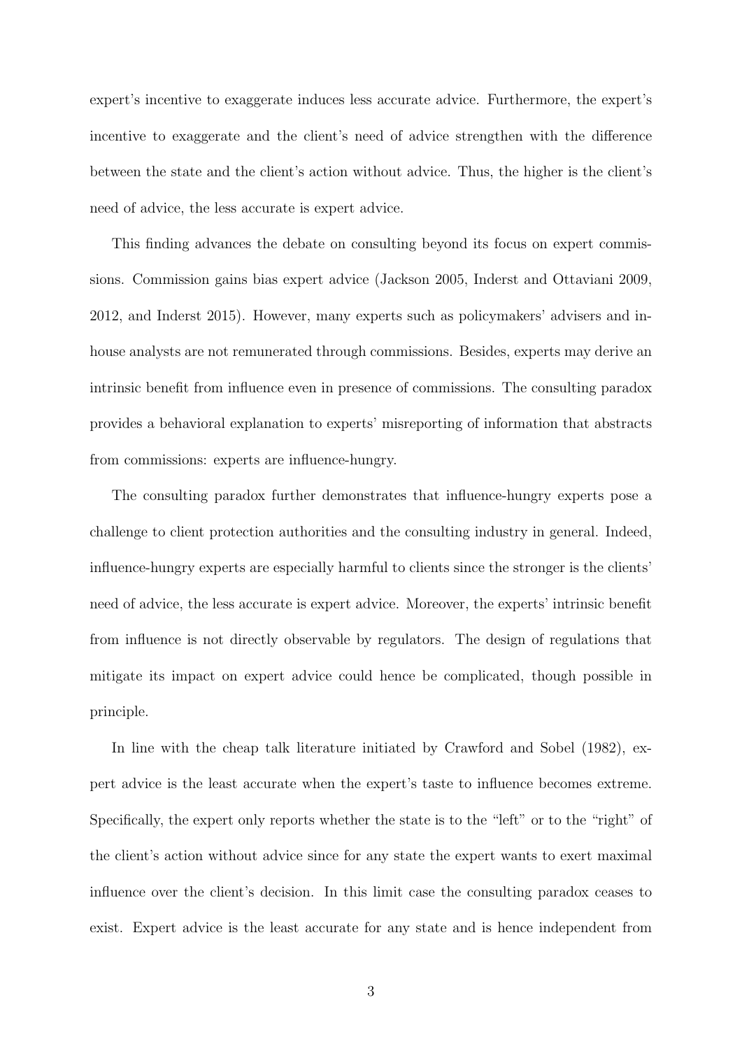expert's incentive to exaggerate induces less accurate advice. Furthermore, the expert's incentive to exaggerate and the client's need of advice strengthen with the difference between the state and the client's action without advice. Thus, the higher is the client's need of advice, the less accurate is expert advice.

This finding advances the debate on consulting beyond its focus on expert commissions. Commission gains bias expert advice (Jackson 2005, Inderst and Ottaviani 2009, 2012, and Inderst 2015). However, many experts such as policymakers' advisers and in-house analysts are not remunerated through commissions. Besides, experts may derive an intrinsic benefit from influence even in presence of commissions. The consulting paradox provides a behavioral explanation to experts' misreporting of information that abstracts from commissions: experts are influence-hungry.

The consulting paradox further demonstrates that influence-hungry experts pose a challenge to client protection authorities and the consulting industry in general. Indeed, influence-hungry experts are especially harmful to clients since the stronger is the clients' need of advice, the less accurate is expert advice. Moreover, the experts' intrinsic benefit from influence is not directly observable by regulators. The design of regulations that mitigate its impact on expert advice could hence be complicated, though possible in principle.

In line with the cheap talk literature initiated by Crawford and Sobel (1982), expert advice is the least accurate when the expert's taste to influence becomes extreme. Specifically, the expert only reports whether the state is to the "left" or to the "right" of the client's action without advice since for any state the expert wants to exert maximal influence over the client's decision. In this limit case the consulting paradox ceases to exist. Expert advice is the least accurate for any state and is hence independent from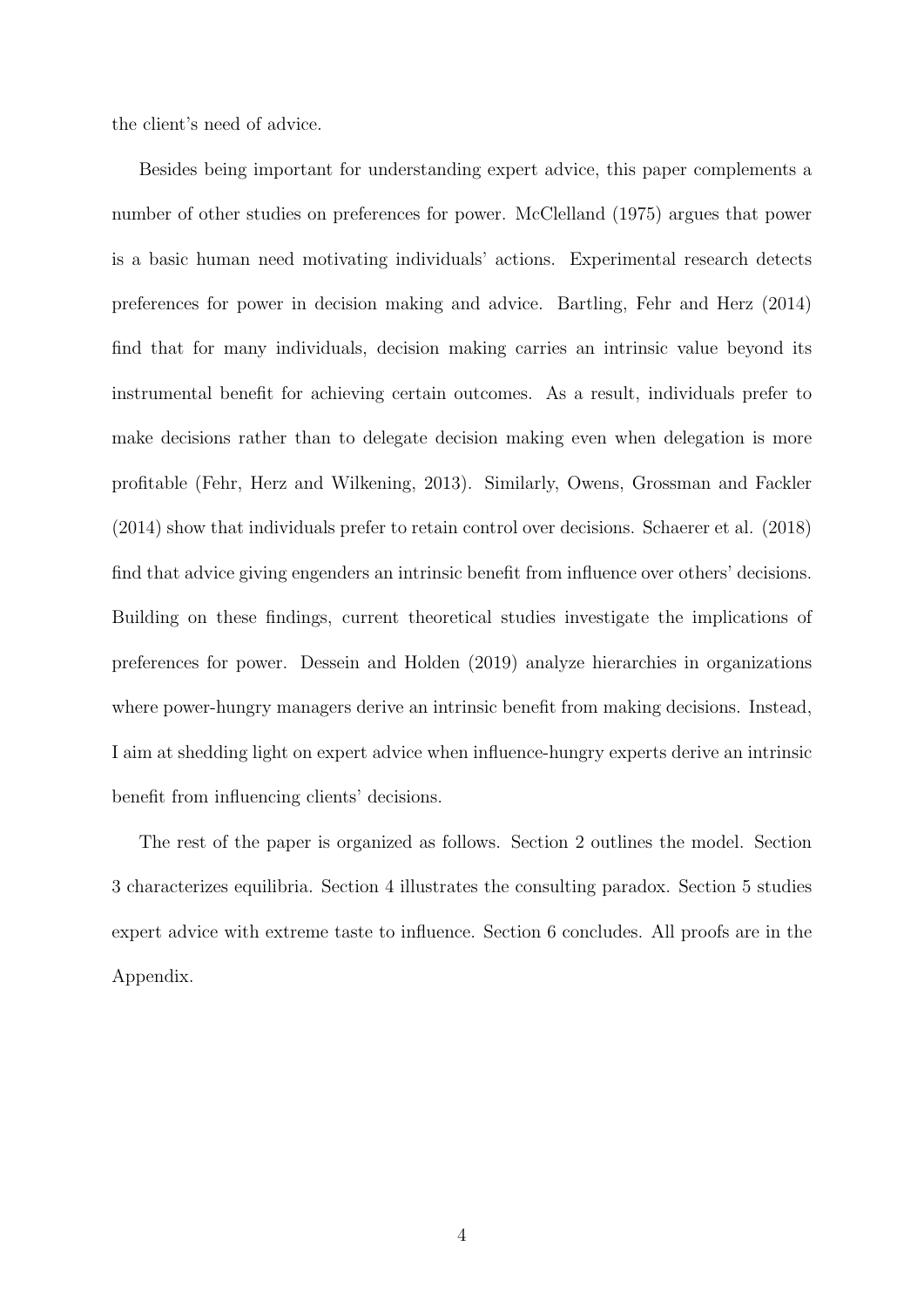the client's need of advice.

Besides being important for understanding expert advice, this paper complements a number of other studies on preferences for power. McClelland (1975) argues that power is a basic human need motivating individuals' actions. Experimental research detects preferences for power in decision making and advice. Bartling, Fehr and Herz (2014) find that for many individuals, decision making carries an intrinsic value beyond its instrumental benefit for achieving certain outcomes. As a result, individuals prefer to make decisions rather than to delegate decision making even when delegation is more profitable (Fehr, Herz and Wilkening, 2013). Similarly, Owens, Grossman and Fackler (2014) show that individuals prefer to retain control over decisions. Schaerer et al. (2018) find that advice giving engenders an intrinsic benefit from influence over others' decisions. Building on these findings, current theoretical studies investigate the implications of preferences for power. Dessein and Holden (2019) analyze hierarchies in organizations where power-hungry managers derive an intrinsic benefit from making decisions. Instead, I aim at shedding light on expert advice when influence-hungry experts derive an intrinsic benefit from influencing clients' decisions.

The rest of the paper is organized as follows. Section 2 outlines the model. Section 3 characterizes equilibria. Section 4 illustrates the consulting paradox. Section 5 studies expert advice with extreme taste to influence. Section 6 concludes. All proofs are in the Appendix.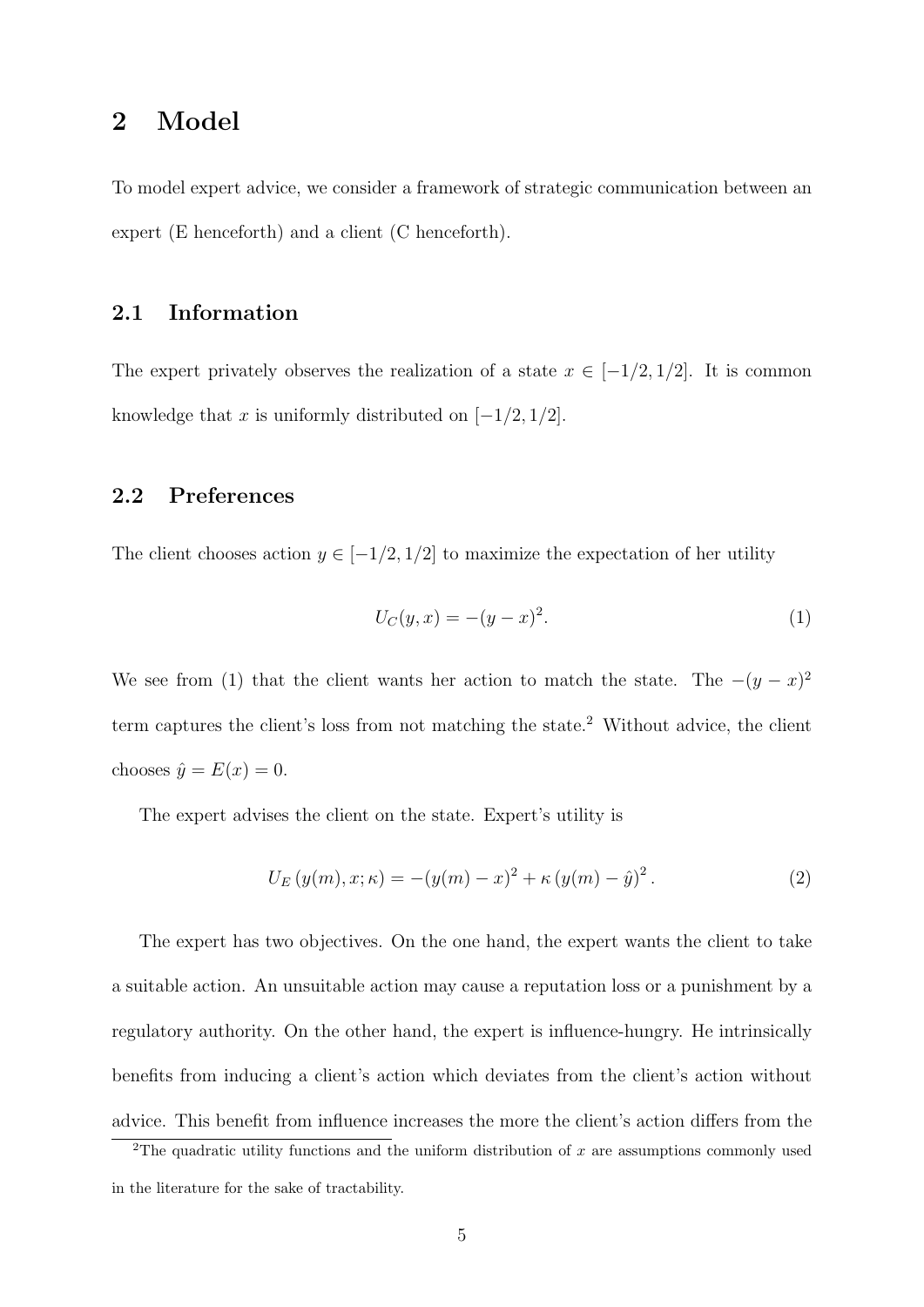# 2 Model

To model expert advice, we consider a framework of strategic communication between an expert (E henceforth) and a client (C henceforth).

## 2.1 Information

The expert privately observes the realization of a state $x \in [-1/2, 1/2]$. It is common knowledge that $x$ is uniformly distributed on $[-1/2, 1/2]$.

## 2.2 Preferences

The client chooses action $y \in [-1/2, 1/2]$ to maximize the expectation of her utility

$$U_C(y, x) = -(y - x)^2. \tag{1}$$

We see from (1) that the client wants her action to match the state. The $-(y-x)^2$ term captures the client's loss from not matching the state.[2] Without advice, the client chooses $\hat{y} = E(x) = 0$.

The expert advises the client on the state. Expert's utility is

$$U_E\left(y(m), x; \kappa\right) = -(y(m) - x)^2 + \kappa \left(y(m) - \hat{y}\right)^2. \tag{2}$$

The expert has two objectives. On the one hand, the expert wants the client to take a suitable action. An unsuitable action may cause a reputation loss or a punishment by a regulatory authority. On the other hand, the expert is influence-hungry. He intrinsically benefits from inducing a client's action which deviates from the client's action without advice. This benefit from influence increases the more the client's action differs from the

[2] The quadratic utility functions and the uniform distribution of $x$ are assumptions commonly used in the literature for the sake of tractability.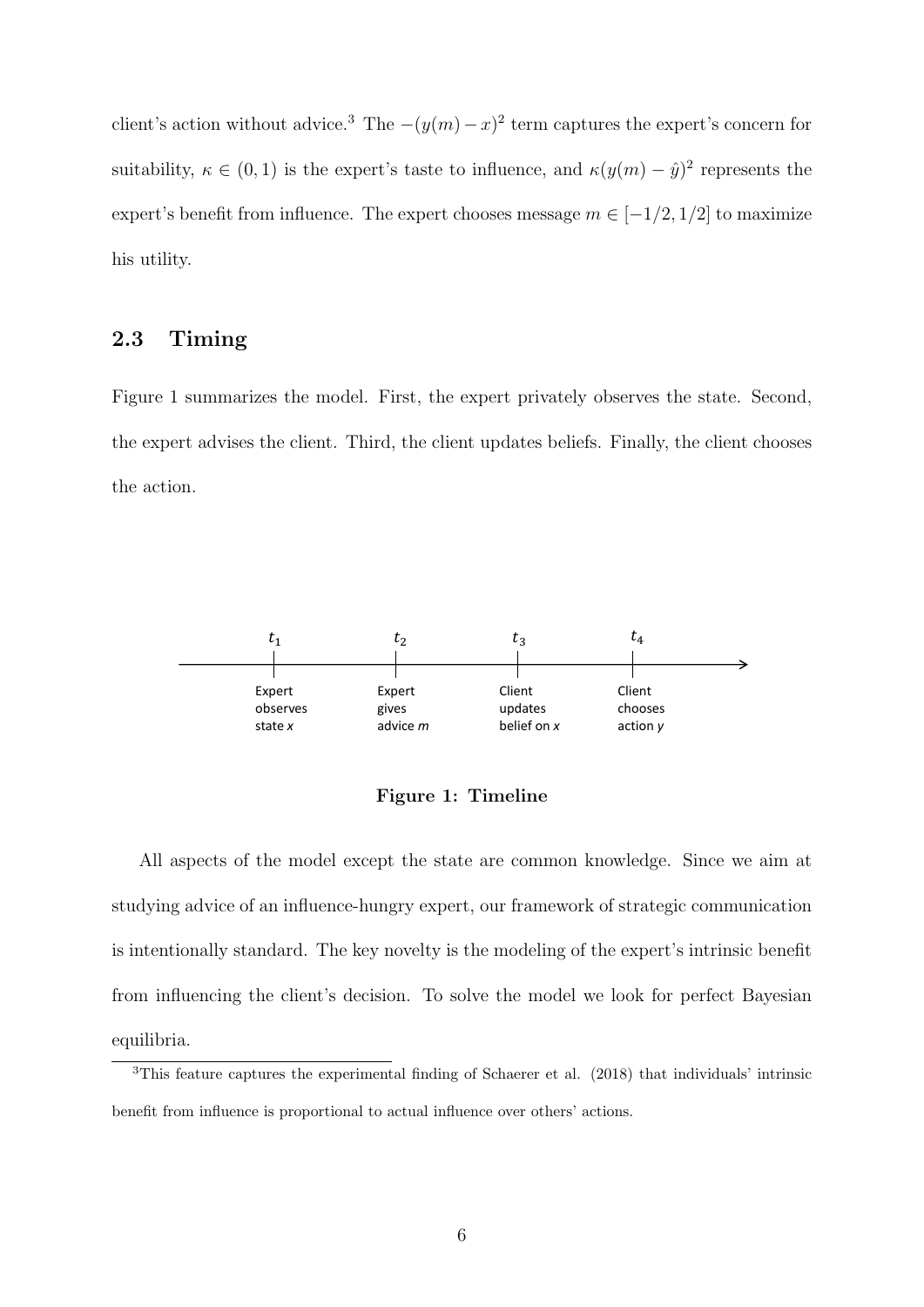client's action without advice.[3] The $-(y(m)-x)^2$ term captures the expert's concern for suitability, $\kappa \in (0,1)$ is the expert's taste to influence, and $\kappa(y(m)-\hat{y})^2$ represents the expert's benefit from influence. The expert chooses message $m \in [-1/2, 1/2]$ to maximize his utility.

## 2.3 Timing

Figure 1 summarizes the model. First, the expert privately observes the state. Second, the expert advises the client. Third, the client updates beliefs. Finally, the client chooses the action.

| $t_1$ | $t_2$ | $t_3$ | $t_4$ |
|---|---|---|---|
| Expert observes state *x* | Expert gives advice *m* | Client updates belief on *x* | Client chooses action *y* |

**Figure 1: Timeline**

All aspects of the model except the state are common knowledge. Since we aim at studying advice of an influence-hungry expert, our framework of strategic communication is intentionally standard. The key novelty is the modeling of the expert's intrinsic benefit from influencing the client's decision. To solve the model we look for perfect Bayesian equilibria.

[3] This feature captures the experimental finding of Schaerer et al. (2018) that individuals' intrinsic benefit from influence is proportional to actual influence over others' actions.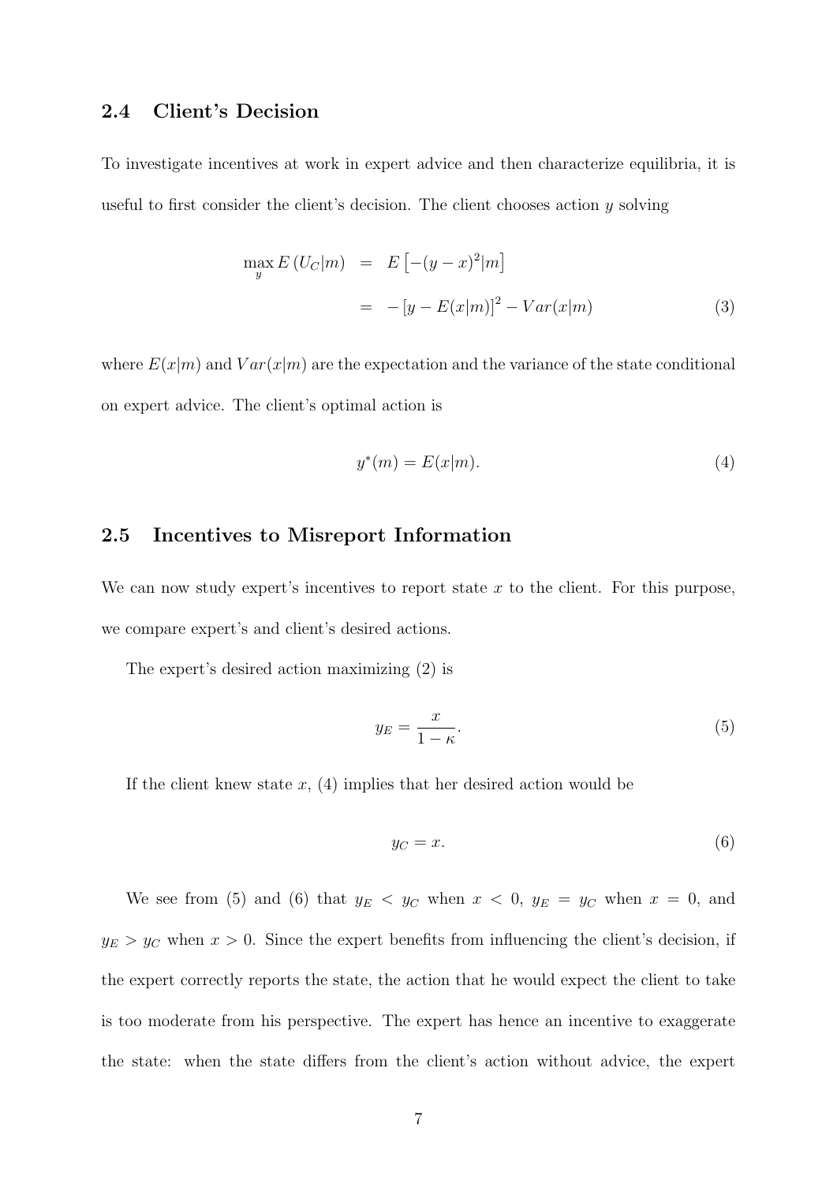### 2.4 Client's Decision

To investigate incentives at work in expert advice and then characterize equilibria, it is useful to first consider the client's decision. The client chooses action $y$ solving

$$\max_{y} E\left(U_C|m\right) = E\left[-(y-x)^2|m\right] = -\left[y - E(x|m)\right]^2 - Var(x|m) \tag{3}$$

where $E(x|m)$ and $Var(x|m)$ are the expectation and the variance of the state conditional on expert advice. The client's optimal action is

$$y^*(m) = E(x|m). \tag{4}$$

### 2.5 Incentives to Misreport Information

We can now study expert's incentives to report state $x$ to the client. For this purpose, we compare expert's and client's desired actions.

The expert's desired action maximizing (2) is

$$y_E = \frac{x}{1-\kappa}. \tag{5}$$

If the client knew state $x$, (4) implies that her desired action would be

$$y_C = x. \tag{6}$$

We see from (5) and (6) that $y_E < y_C$ when $x < 0$, $y_E = y_C$ when $x = 0$, and $y_E > y_C$ when $x > 0$. Since the expert benefits from influencing the client's decision, if the expert correctly reports the state, the action that he would expect the client to take is too moderate from his perspective. The expert has hence an incentive to exaggerate the state: when the state differs from the client's action without advice, the expert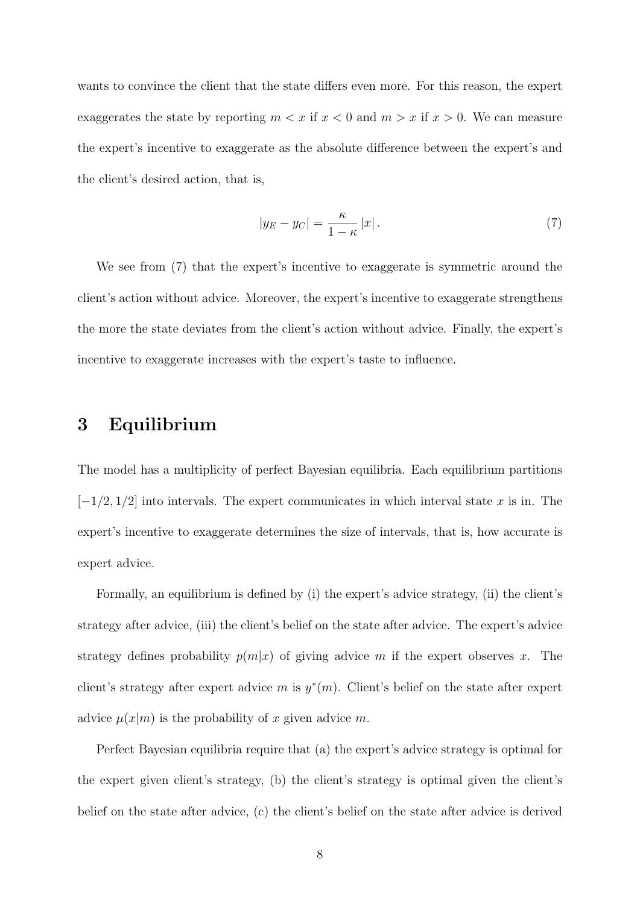wants to convince the client that the state differs even more. For this reason, the expert exaggerates the state by reporting $m < x$ if $x < 0$ and $m > x$ if $x > 0$. We can measure the expert's incentive to exaggerate as the absolute difference between the expert's and the client's desired action, that is,

$$|y_E - y_C| = \frac{\kappa}{1-\kappa} |x| . \tag{7}$$

We see from (7) that the expert's incentive to exaggerate is symmetric around the client's action without advice. Moreover, the expert's incentive to exaggerate strengthens the more the state deviates from the client's action without advice. Finally, the expert's incentive to exaggerate increases with the expert's taste to influence.

# 3 Equilibrium

The model has a multiplicity of perfect Bayesian equilibria. Each equilibrium partitions $[-1/2, 1/2]$ into intervals. The expert communicates in which interval state $x$ is in. The expert's incentive to exaggerate determines the size of intervals, that is, how accurate is expert advice.

Formally, an equilibrium is defined by (i) the expert's advice strategy, (ii) the client's strategy after advice, (iii) the client's belief on the state after advice. The expert's advice strategy defines probability $p(m|x)$ of giving advice $m$ if the expert observes $x$. The client's strategy after expert advice $m$ is $y^*(m)$. Client's belief on the state after expert advice $\mu(x|m)$ is the probability of $x$ given advice $m$.

Perfect Bayesian equilibria require that (a) the expert's advice strategy is optimal for the expert given client's strategy, (b) the client's strategy is optimal given the client's belief on the state after advice, (c) the client's belief on the state after advice is derived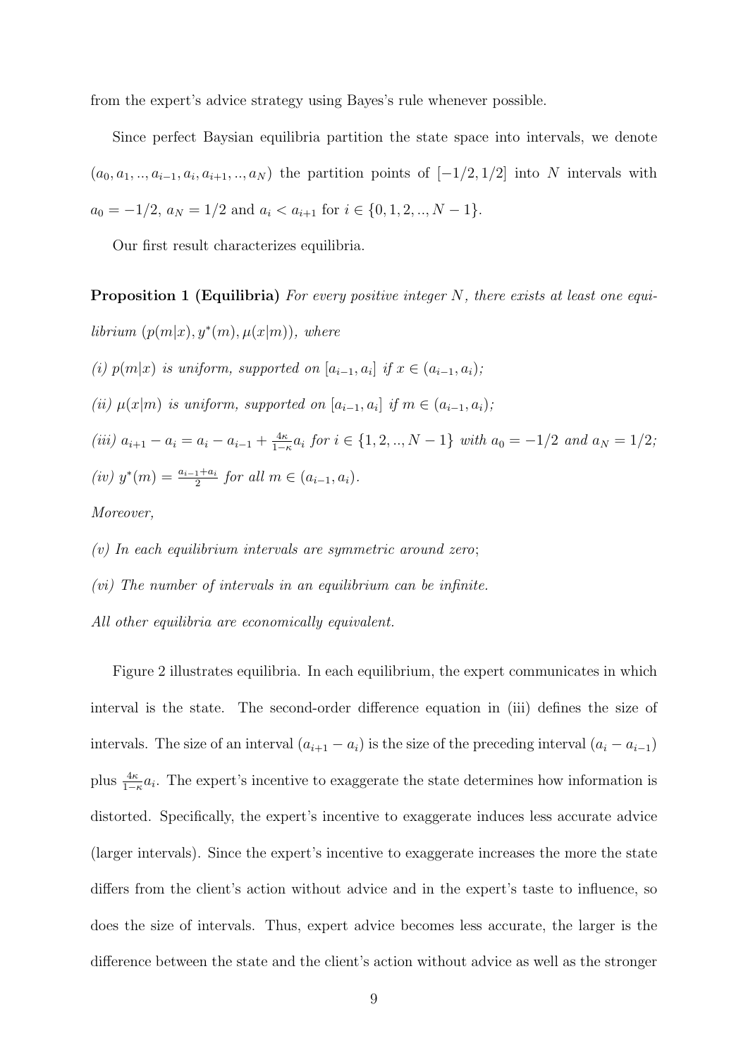from the expert's advice strategy using Bayes's rule whenever possible.

Since perfect Baysian equilibria partition the state space into intervals, we denote $(a_0, a_1, .., a_{i-1}, a_i, a_{i+1}, .., a_N)$ the partition points of $[-1/2, 1/2]$ into $N$ intervals with $a_0 = -1/2$, $a_N = 1/2$ and $a_i < a_{i+1}$ for $i \in \{0, 1, 2, .., N-1\}$.

Our first result characterizes equilibria.

**Proposition 1 (Equilibria)** *For every positive integer $N$, there exists at least one equilibrium $(p(m|x), y^*(m), \mu(x|m))$, where*

*(i) $p(m|x)$ is uniform, supported on $[a_{i-1}, a_i]$ if $x \in (a_{i-1}, a_i)$;*

*(ii) $\mu(x|m)$ is uniform, supported on $[a_{i-1}, a_i]$ if $m \in (a_{i-1}, a_i)$;*

*(iii) $a_{i+1} - a_i = a_i - a_{i-1} + \frac{4\kappa}{1-\kappa} a_i$ for $i \in \{1, 2, .., N-1\}$ with $a_0 = -1/2$ and $a_N = 1/2$;*

*(iv) $y^*(m) = \frac{a_{i-1}+a_i}{2}$ for all $m \in (a_{i-1}, a_i)$.*

*Moreover,*

*(v) In each equilibrium intervals are symmetric around zero;*

*(vi) The number of intervals in an equilibrium can be infinite.*

*All other equilibria are economically equivalent.*

Figure 2 illustrates equilibria. In each equilibrium, the expert communicates in which interval is the state. The second-order difference equation in (iii) defines the size of intervals. The size of an interval $(a_{i+1} - a_i)$ is the size of the preceding interval $(a_i - a_{i-1})$ plus $\frac{4\kappa}{1-\kappa} a_i$. The expert's incentive to exaggerate the state determines how information is distorted. Specifically, the expert's incentive to exaggerate induces less accurate advice (larger intervals). Since the expert's incentive to exaggerate increases the more the state differs from the client's action without advice and in the expert's taste to influence, so does the size of intervals. Thus, expert advice becomes less accurate, the larger is the difference between the state and the client's action without advice as well as the stronger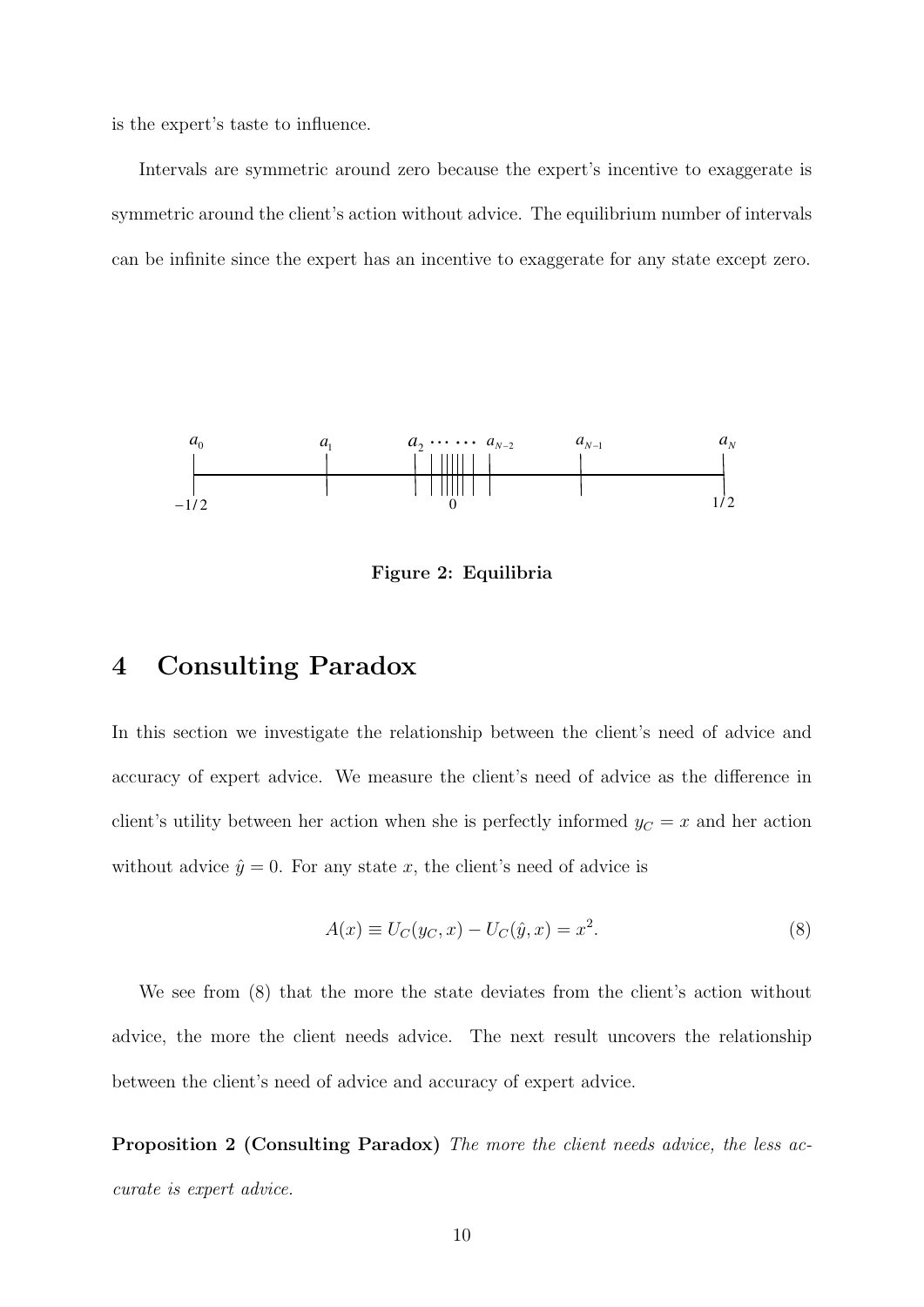is the expert's taste to influence.

Intervals are symmetric around zero because the expert's incentive to exaggerate is symmetric around the client's action without advice. The equilibrium number of intervals can be infinite since the expert has an incentive to exaggerate for any state except zero.

**Figure 2: Equilibria**

# 4 Consulting Paradox

In this section we investigate the relationship between the client's need of advice and accuracy of expert advice. We measure the client's need of advice as the difference in client's utility between her action when she is perfectly informed $y_C = x$ and her action without advice $\hat{y} = 0$. For any state $x$, the client's need of advice is

$$A(x) \equiv U_C(y_C, x) - U_C(\hat{y}, x) = x^2. \tag{8}$$

We see from (8) that the more the state deviates from the client's action without advice, the more the client needs advice. The next result uncovers the relationship between the client's need of advice and accuracy of expert advice.

**Proposition 2 (Consulting Paradox)** *The more the client needs advice, the less accurate is expert advice.*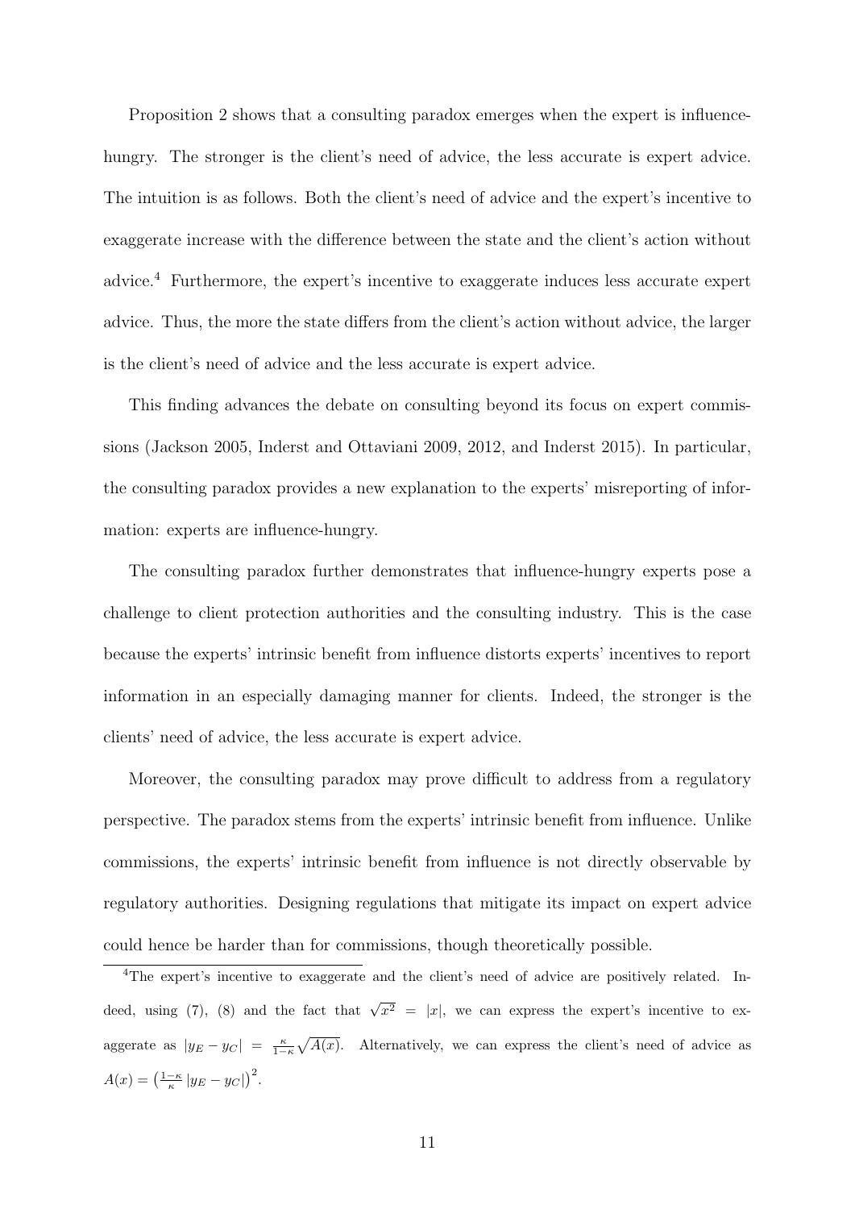Proposition 2 shows that a consulting paradox emerges when the expert is influence-hungry. The stronger is the client's need of advice, the less accurate is expert advice. The intuition is as follows. Both the client's need of advice and the expert's incentive to exaggerate increase with the difference between the state and the client's action without advice.[4] Furthermore, the expert's incentive to exaggerate induces less accurate expert advice. Thus, the more the state differs from the client's action without advice, the larger is the client's need of advice and the less accurate is expert advice.

This finding advances the debate on consulting beyond its focus on expert commissions (Jackson 2005, Inderst and Ottaviani 2009, 2012, and Inderst 2015). In particular, the consulting paradox provides a new explanation to the experts' misreporting of information: experts are influence-hungry.

The consulting paradox further demonstrates that influence-hungry experts pose a challenge to client protection authorities and the consulting industry. This is the case because the experts' intrinsic benefit from influence distorts experts' incentives to report information in an especially damaging manner for clients. Indeed, the stronger is the clients' need of advice, the less accurate is expert advice.

Moreover, the consulting paradox may prove difficult to address from a regulatory perspective. The paradox stems from the experts' intrinsic benefit from influence. Unlike commissions, the experts' intrinsic benefit from influence is not directly observable by regulatory authorities. Designing regulations that mitigate its impact on expert advice could hence be harder than for commissions, though theoretically possible.

[4] The expert's incentive to exaggerate and the client's need of advice are positively related. Indeed, using (7), (8) and the fact that $\sqrt{x^2} = |x|$, we can express the expert's incentive to exaggerate as $|y_E - y_C| = \frac{\kappa}{1-\kappa}\sqrt{A(x)}$. Alternatively, we can express the client's need of advice as $A(x) = \left(\frac{1-\kappa}{\kappa}|y_E - y_C|\right)^2$.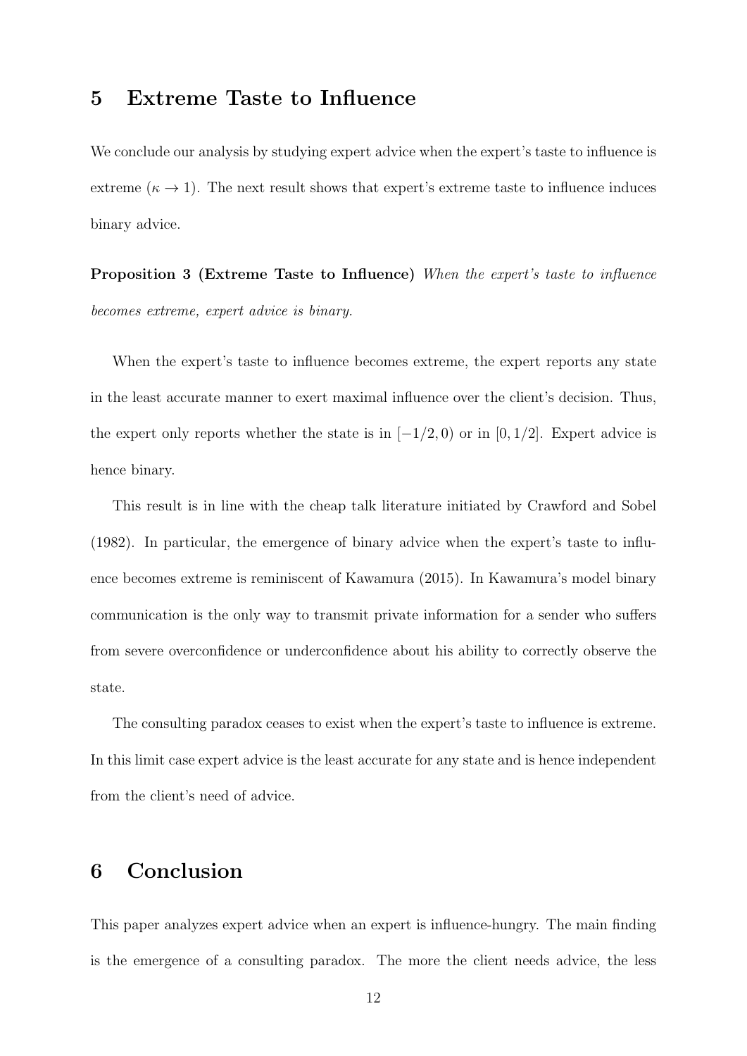## 5 Extreme Taste to Influence

We conclude our analysis by studying expert advice when the expert's taste to influence is extreme ($\kappa \to 1$). The next result shows that expert's extreme taste to influence induces binary advice.

**Proposition 3 (Extreme Taste to Influence)** *When the expert's taste to influence becomes extreme, expert advice is binary.*

When the expert's taste to influence becomes extreme, the expert reports any state in the least accurate manner to exert maximal influence over the client's decision. Thus, the expert only reports whether the state is in $[-1/2, 0)$ or in $[0, 1/2]$. Expert advice is hence binary.

This result is in line with the cheap talk literature initiated by Crawford and Sobel (1982). In particular, the emergence of binary advice when the expert's taste to influence becomes extreme is reminiscent of Kawamura (2015). In Kawamura's model binary communication is the only way to transmit private information for a sender who suffers from severe overconfidence or underconfidence about his ability to correctly observe the state.

The consulting paradox ceases to exist when the expert's taste to influence is extreme. In this limit case expert advice is the least accurate for any state and is hence independent from the client's need of advice.

## 6 Conclusion

This paper analyzes expert advice when an expert is influence-hungry. The main finding is the emergence of a consulting paradox. The more the client needs advice, the less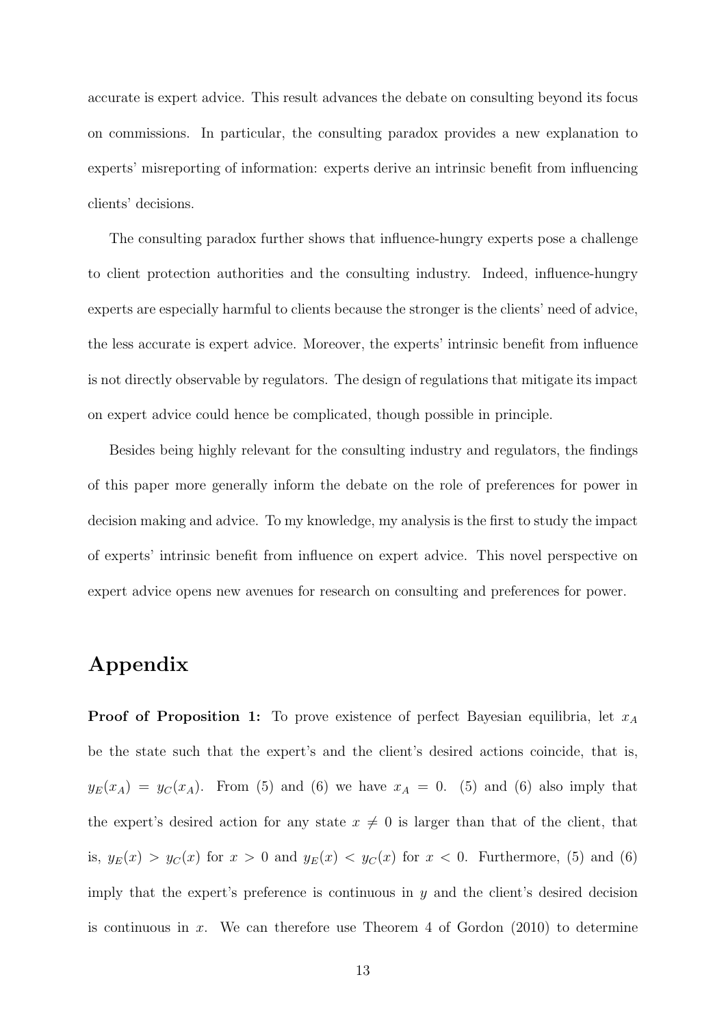accurate is expert advice. This result advances the debate on consulting beyond its focus on commissions. In particular, the consulting paradox provides a new explanation to experts' misreporting of information: experts derive an intrinsic benefit from influencing clients' decisions.

The consulting paradox further shows that influence-hungry experts pose a challenge to client protection authorities and the consulting industry. Indeed, influence-hungry experts are especially harmful to clients because the stronger is the clients' need of advice, the less accurate is expert advice. Moreover, the experts' intrinsic benefit from influence is not directly observable by regulators. The design of regulations that mitigate its impact on expert advice could hence be complicated, though possible in principle.

Besides being highly relevant for the consulting industry and regulators, the findings of this paper more generally inform the debate on the role of preferences for power in decision making and advice. To my knowledge, my analysis is the first to study the impact of experts' intrinsic benefit from influence on expert advice. This novel perspective on expert advice opens new avenues for research on consulting and preferences for power.

# Appendix

**Proof of Proposition 1:** To prove existence of perfect Bayesian equilibria, let $x_A$ be the state such that the expert's and the client's desired actions coincide, that is, $y_E(x_A) = y_C(x_A)$. From (5) and (6) we have $x_A = 0$. (5) and (6) also imply that the expert's desired action for any state $x \neq 0$ is larger than that of the client, that is, $y_E(x) > y_C(x)$ for $x > 0$ and $y_E(x) < y_C(x)$ for $x < 0$. Furthermore, (5) and (6) imply that the expert's preference is continuous in $y$ and the client's desired decision is continuous in $x$. We can therefore use Theorem 4 of Gordon (2010) to determine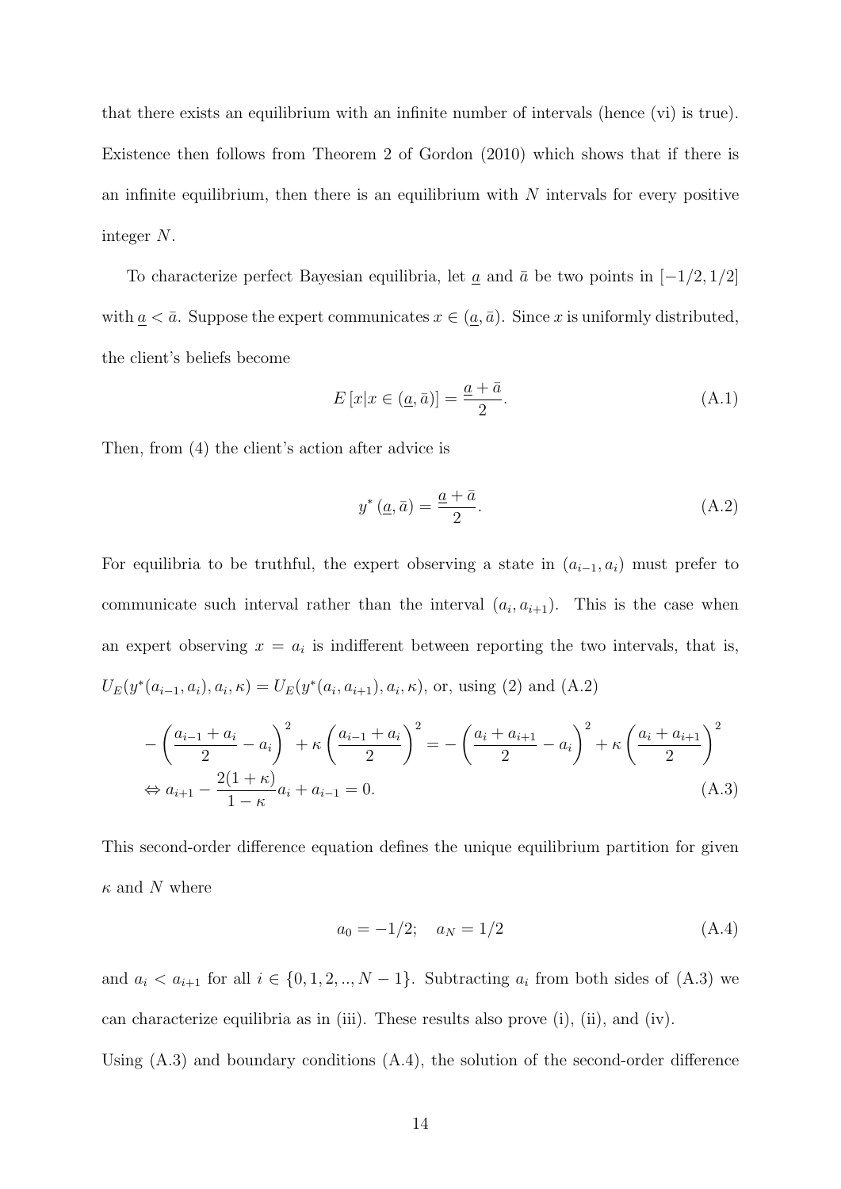that there exists an equilibrium with an infinite number of intervals (hence (vi) is true). Existence then follows from Theorem 2 of Gordon (2010) which shows that if there is an infinite equilibrium, then there is an equilibrium with $N$ intervals for every positive integer $N$.

To characterize perfect Bayesian equilibria, let $\underline{a}$ and $\bar{a}$ be two points in $[-1/2, 1/2]$ with $\underline{a} < \bar{a}$. Suppose the expert communicates $x \in (\underline{a}, \bar{a})$. Since $x$ is uniformly distributed, the client's beliefs become

$$E\left[x|x \in (\underline{a}, \bar{a})\right] = \frac{\underline{a} + \bar{a}}{2}. \tag{A.1}$$

Then, from (4) the client's action after advice is

$$y^*\left(\underline{a}, \bar{a}\right) = \frac{\underline{a} + \bar{a}}{2}. \tag{A.2}$$

For equilibria to be truthful, the expert observing a state in $(a_{i-1}, a_i)$ must prefer to communicate such interval rather than the interval $(a_i, a_{i+1})$. This is the case when an expert observing $x = a_i$ is indifferent between reporting the two intervals, that is, $U_E(y^*(a_{i-1}, a_i), a_i, \kappa) = U_E(y^*(a_i, a_{i+1}), a_i, \kappa)$, or, using (2) and (A.2)

$$\begin{aligned}
&-\left(\frac{a_{i-1} + a_i}{2} - a_i\right)^2 + \kappa\left(\frac{a_{i-1} + a_i}{2}\right)^2 = -\left(\frac{a_i + a_{i+1}}{2} - a_i\right)^2 + \kappa\left(\frac{a_i + a_{i+1}}{2}\right)^2 \\
&\Leftrightarrow a_{i+1} - \frac{2(1+\kappa)}{1-\kappa} a_i + a_{i-1} = 0.
\end{aligned} \tag{A.3}$$

This second-order difference equation defines the unique equilibrium partition for given $\kappa$ and $N$ where

$$a_0 = -1/2; \quad a_N = 1/2 \tag{A.4}$$

and $a_i < a_{i+1}$ for all $i \in \{0, 1, 2, .., N-1\}$. Subtracting $a_i$ from both sides of (A.3) we can characterize equilibria as in (iii). These results also prove (i), (ii), and (iv).

Using (A.3) and boundary conditions (A.4), the solution of the second-order difference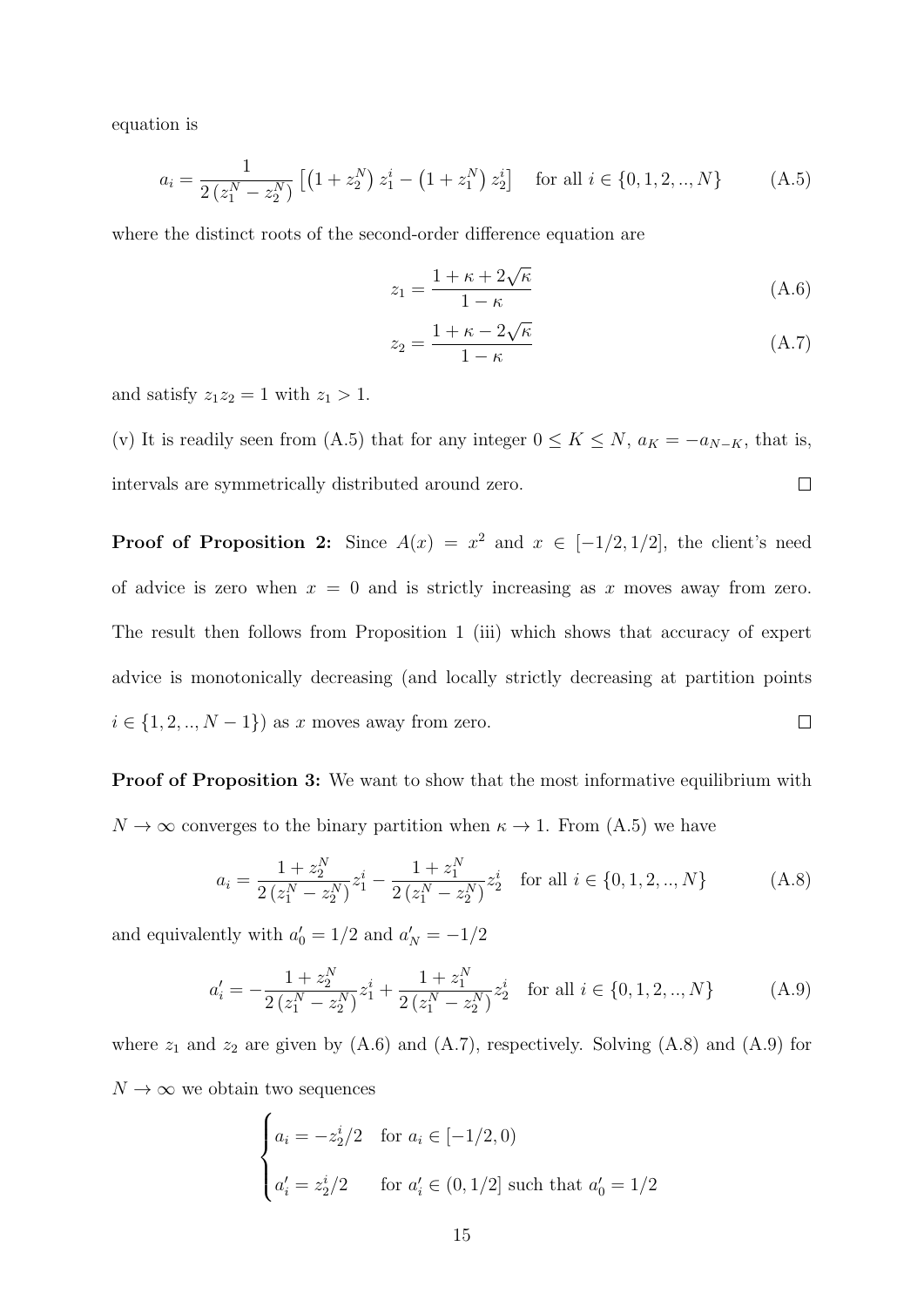equation is

$$a_i = \frac{1}{2\left(z_1^N - z_2^N\right)} \left[\left(1 + z_2^N\right) z_1^i - \left(1 + z_1^N\right) z_2^i\right] \quad \text{for all } i \in \{0, 1, 2, .., N\} \tag{A.5}$$

where the distinct roots of the second-order difference equation are

$$z_1 = \frac{1 + \kappa + 2\sqrt{\kappa}}{1 - \kappa} \tag{A.6}$$

$$z_2 = \frac{1 + \kappa - 2\sqrt{\kappa}}{1 - \kappa} \tag{A.7}$$

and satisfy $z_1 z_2 = 1$ with $z_1 > 1$.

(v) It is readily seen from (A.5) that for any integer $0 \leq K \leq N$, $a_K = -a_{N-K}$, that is, intervals are symmetrically distributed around zero. $\square$

**Proof of Proposition 2:** Since $A(x) = x^2$ and $x \in [-1/2, 1/2]$, the client's need of advice is zero when $x = 0$ and is strictly increasing as $x$ moves away from zero. The result then follows from Proposition 1 (iii) which shows that accuracy of expert advice is monotonically decreasing (and locally strictly decreasing at partition points $i \in \{1, 2, .., N-1\}$) as $x$ moves away from zero. $\square$

**Proof of Proposition 3:** We want to show that the most informative equilibrium with $N \to \infty$ converges to the binary partition when $\kappa \to 1$. From (A.5) we have

$$a_i = \frac{1 + z_2^N}{2\left(z_1^N - z_2^N\right)} z_1^i - \frac{1 + z_1^N}{2\left(z_1^N - z_2^N\right)} z_2^i \quad \text{for all } i \in \{0, 1, 2, .., N\} \tag{A.8}$$

and equivalently with $a_0' = 1/2$ and $a_N' = -1/2$

$$a_i' = -\frac{1 + z_2^N}{2\left(z_1^N - z_2^N\right)} z_1^i + \frac{1 + z_1^N}{2\left(z_1^N - z_2^N\right)} z_2^i \quad \text{for all } i \in \{0, 1, 2, .., N\} \tag{A.9}$$

where $z_1$ and $z_2$ are given by (A.6) and (A.7), respectively. Solving (A.8) and (A.9) for $N \to \infty$ we obtain two sequences

$$\begin{cases} a_i = -z_2^i/2 & \text{for } a_i \in [-1/2, 0) \\ a_i' = z_2^i/2 & \text{for } a_i' \in (0, 1/2] \text{ such that } a_0' = 1/2 \end{cases}$$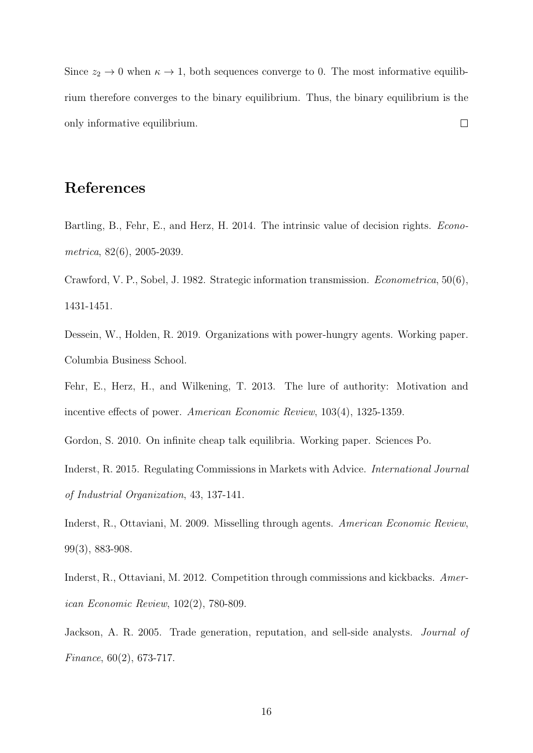Since $z_2 \to 0$ when $\kappa \to 1$, both sequences converge to 0. The most informative equilibrium therefore converges to the binary equilibrium. Thus, the binary equilibrium is the only informative equilibrium. $\square$

## References

Bartling, B., Fehr, E., and Herz, H. 2014. The intrinsic value of decision rights. *Econometrica*, 82(6), 2005-2039.

Crawford, V. P., Sobel, J. 1982. Strategic information transmission. *Econometrica*, 50(6), 1431-1451.

Dessein, W., Holden, R. 2019. Organizations with power-hungry agents. Working paper. Columbia Business School.

Fehr, E., Herz, H., and Wilkening, T. 2013. The lure of authority: Motivation and incentive effects of power. *American Economic Review*, 103(4), 1325-1359.

Gordon, S. 2010. On infinite cheap talk equilibria. Working paper. Sciences Po.

Inderst, R. 2015. Regulating Commissions in Markets with Advice. *International Journal of Industrial Organization*, 43, 137-141.

Inderst, R., Ottaviani, M. 2009. Misselling through agents. *American Economic Review*, 99(3), 883-908.

Inderst, R., Ottaviani, M. 2012. Competition through commissions and kickbacks. *American Economic Review*, 102(2), 780-809.

Jackson, A. R. 2005. Trade generation, reputation, and sell-side analysts. *Journal of Finance*, 60(2), 673-717.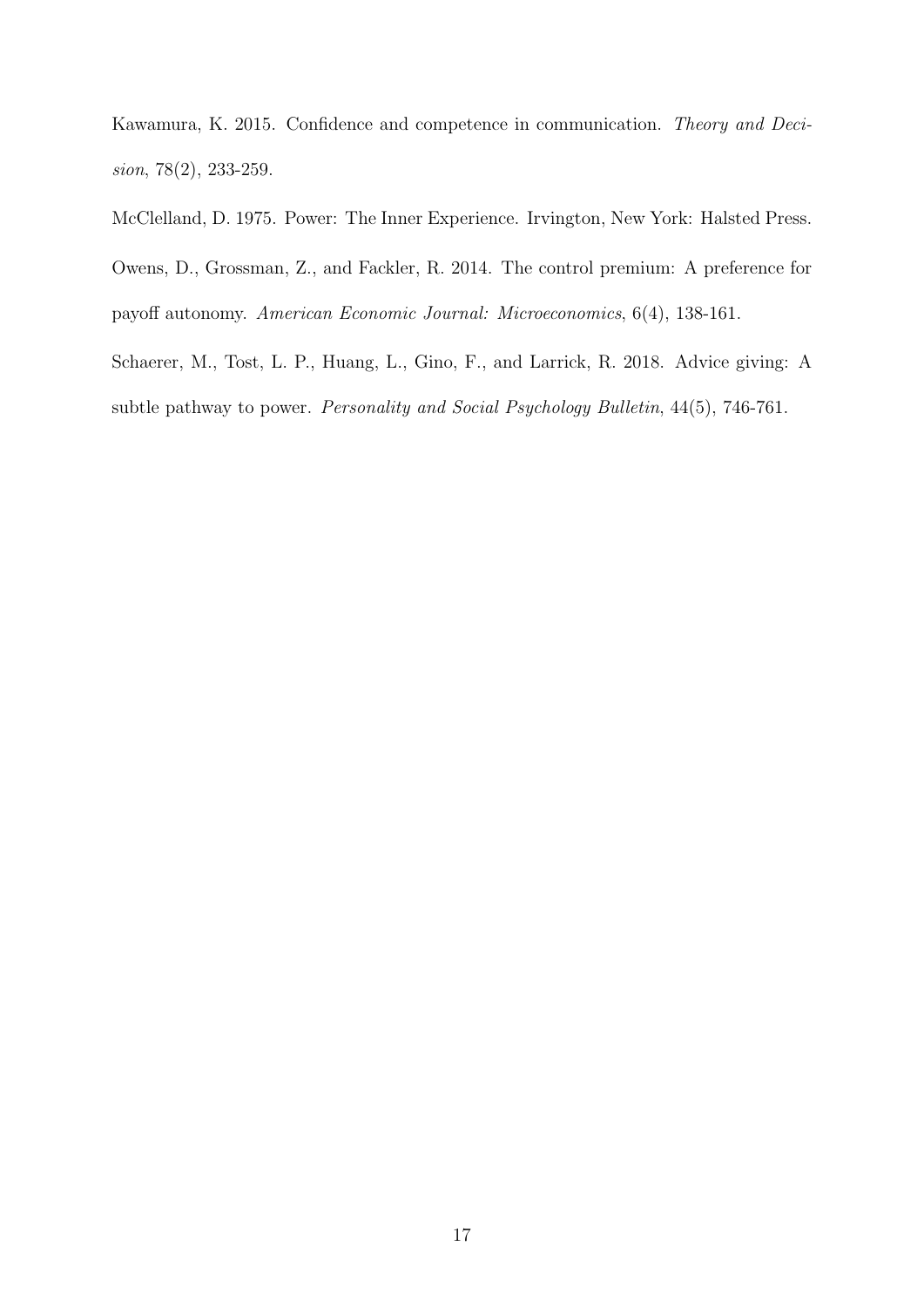Kawamura, K. 2015. Confidence and competence in communication. *Theory and Decision*, 78(2), 233-259.

McClelland, D. 1975. Power: The Inner Experience. Irvington, New York: Halsted Press.

Owens, D., Grossman, Z., and Fackler, R. 2014. The control premium: A preference for payoff autonomy. *American Economic Journal: Microeconomics*, 6(4), 138-161.

Schaerer, M., Tost, L. P., Huang, L., Gino, F., and Larrick, R. 2018. Advice giving: A subtle pathway to power. *Personality and Social Psychology Bulletin*, 44(5), 746-761.